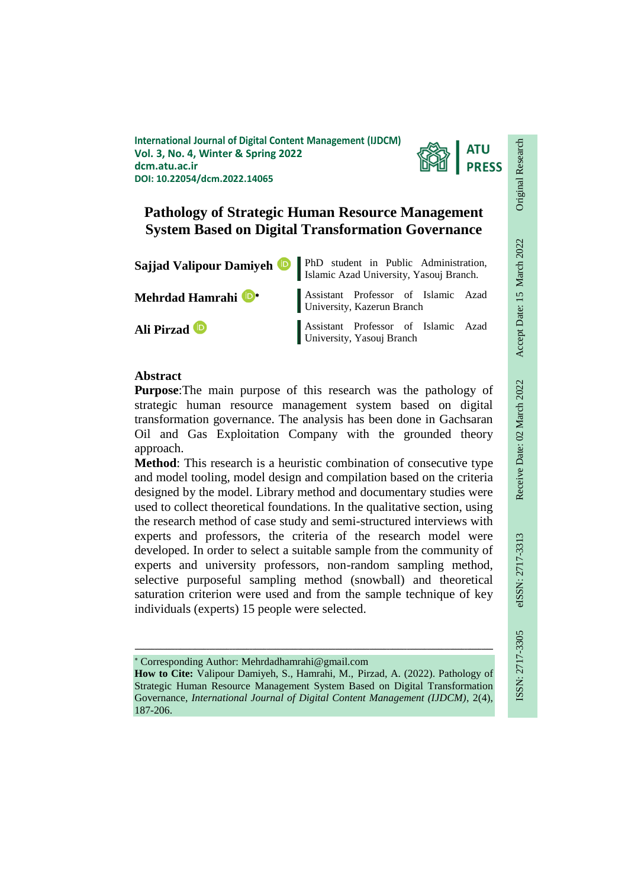International Journal of Digital Content Management (IJDCM)
Vol. 3, No. 4, Winter & Spring 2022
dcm.atu.ac.ir
DOI: 10.22054/dcm.2022.14065

ATU PRESS

Original Research | Accept Date: 15 March 2022 | Receive Date: 02 March 2022 | eISSN: 2717-3313 | ISSN: 2717-3305

# Pathology of Strategic Human Resource Management System Based on Digital Transformation Governance

**Sajjad Valipour Damiyeh** — PhD student in Public Administration, Islamic Azad University, Yasouj Branch.

**Mehrdad Hamrahi** * — Assistant Professor of Islamic Azad University, Kazerun Branch

**Ali Pirzad** — Assistant Professor of Islamic Azad University, Yasouj Branch

## Abstract

**Purpose**:The main purpose of this research was the pathology of strategic human resource management system based on digital transformation governance. The analysis has been done in Gachsaran Oil and Gas Exploitation Company with the grounded theory approach.

**Method**: This research is a heuristic combination of consecutive type and model tooling, model design and compilation based on the criteria designed by the model. Library method and documentary studies were used to collect theoretical foundations. In the qualitative section, using the research method of case study and semi-structured interviews with experts and professors, the criteria of the research model were developed. In order to select a suitable sample from the community of experts and university professors, non-random sampling method, selective purposeful sampling method (snowball) and theoretical saturation criterion were used and from the sample technique of key individuals (experts) 15 people were selected.

---

* Corresponding Author: Mehrdadhamrahi@gmail.com

**How to Cite:** Valipour Damiyeh, S., Hamrahi, M., Pirzad, A. (2022). Pathology of Strategic Human Resource Management System Based on Digital Transformation Governance, *International Journal of Digital Content Management (IJDCM)*, 2(4), 187-206.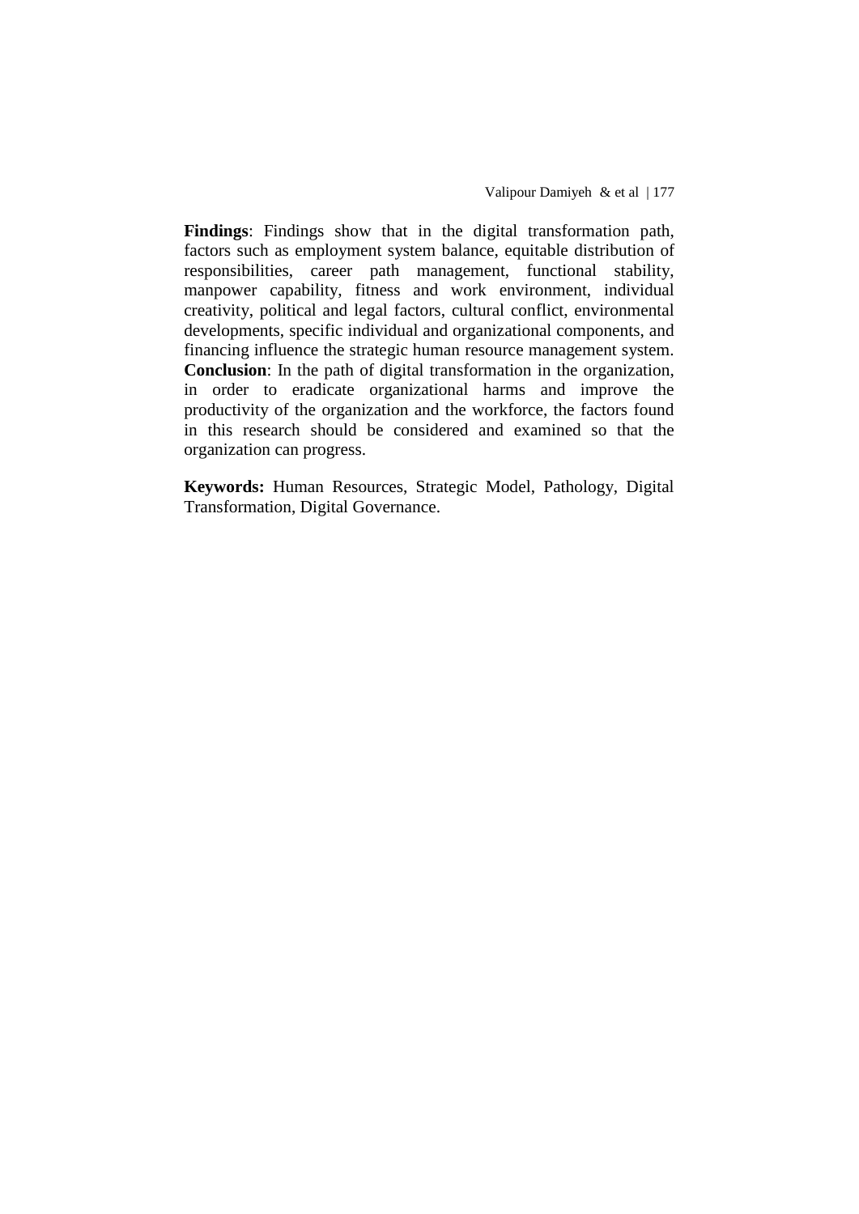**Findings**: Findings show that in the digital transformation path, factors such as employment system balance, equitable distribution of responsibilities, career path management, functional stability, manpower capability, fitness and work environment, individual creativity, political and legal factors, cultural conflict, environmental developments, specific individual and organizational components, and financing influence the strategic human resource management system.
**Conclusion**: In the path of digital transformation in the organization, in order to eradicate organizational harms and improve the productivity of the organization and the workforce, the factors found in this research should be considered and examined so that the organization can progress.

**Keywords:** Human Resources, Strategic Model, Pathology, Digital Transformation, Digital Governance.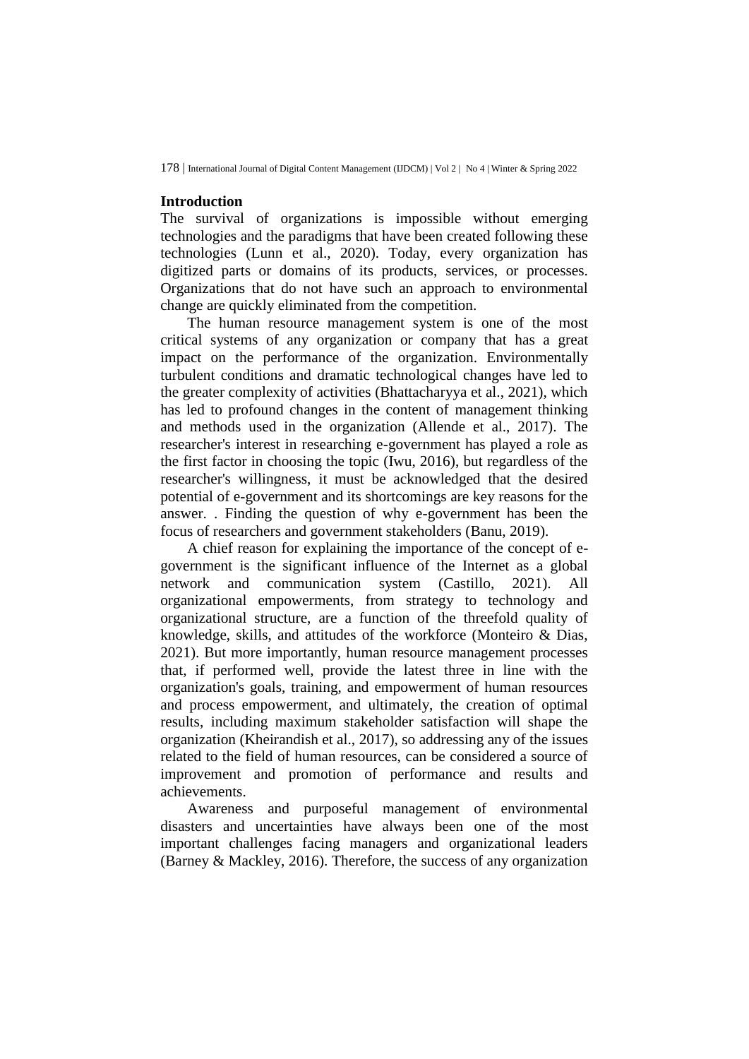## Introduction

The survival of organizations is impossible without emerging technologies and the paradigms that have been created following these technologies (Lunn et al., 2020). Today, every organization has digitized parts or domains of its products, services, or processes. Organizations that do not have such an approach to environmental change are quickly eliminated from the competition.

The human resource management system is one of the most critical systems of any organization or company that has a great impact on the performance of the organization. Environmentally turbulent conditions and dramatic technological changes have led to the greater complexity of activities (Bhattacharyya et al., 2021), which has led to profound changes in the content of management thinking and methods used in the organization (Allende et al., 2017). The researcher's interest in researching e-government has played a role as the first factor in choosing the topic (Iwu, 2016), but regardless of the researcher's willingness, it must be acknowledged that the desired potential of e-government and its shortcomings are key reasons for the answer. . Finding the question of why e-government has been the focus of researchers and government stakeholders (Banu, 2019).

A chief reason for explaining the importance of the concept of e-government is the significant influence of the Internet as a global network and communication system (Castillo, 2021). All organizational empowerments, from strategy to technology and organizational structure, are a function of the threefold quality of knowledge, skills, and attitudes of the workforce (Monteiro & Dias, 2021). But more importantly, human resource management processes that, if performed well, provide the latest three in line with the organization's goals, training, and empowerment of human resources and process empowerment, and ultimately, the creation of optimal results, including maximum stakeholder satisfaction will shape the organization (Kheirandish et al., 2017), so addressing any of the issues related to the field of human resources, can be considered a source of improvement and promotion of performance and results and achievements.

Awareness and purposeful management of environmental disasters and uncertainties have always been one of the most important challenges facing managers and organizational leaders (Barney & Mackley, 2016). Therefore, the success of any organization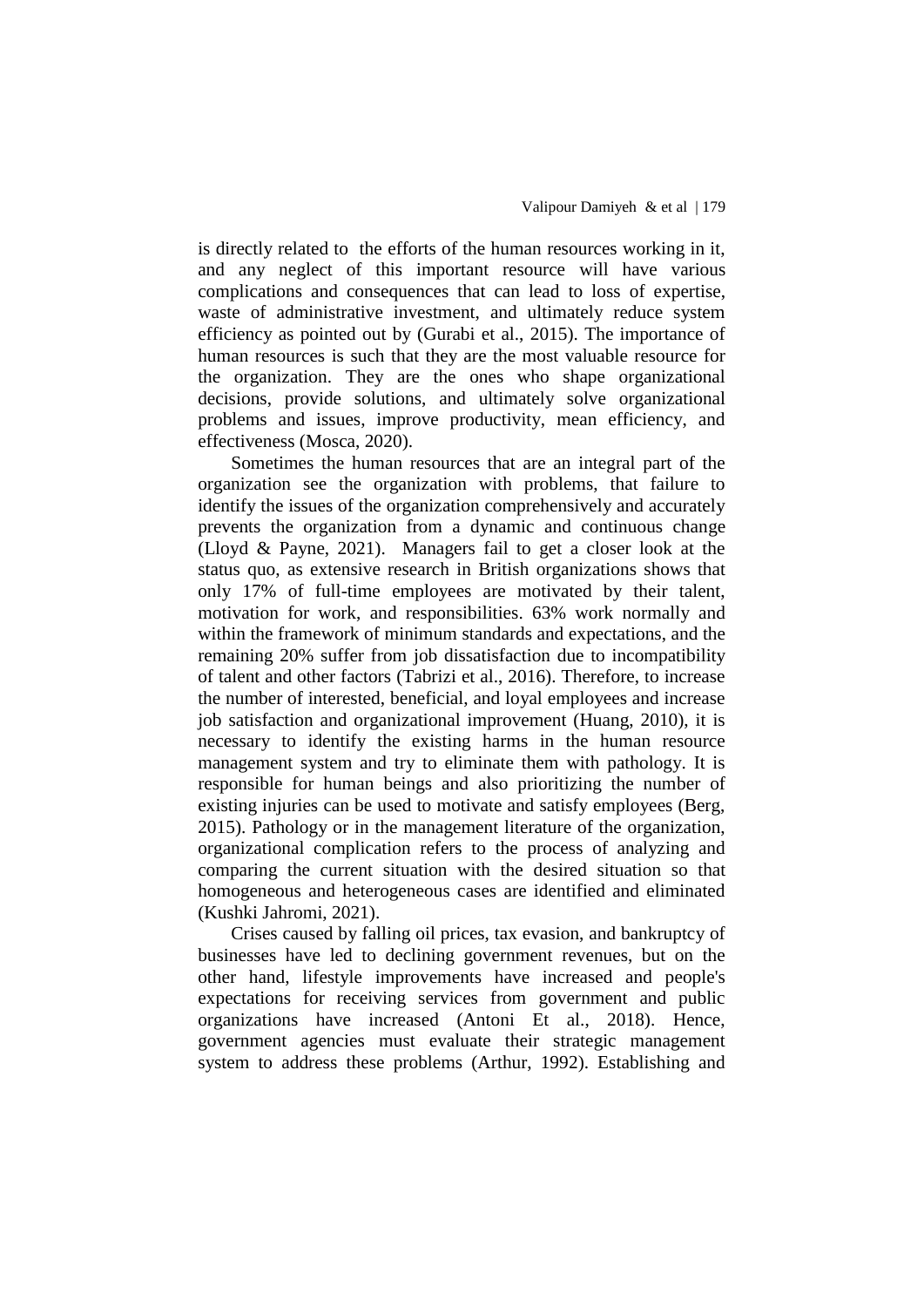is directly related to the efforts of the human resources working in it, and any neglect of this important resource will have various complications and consequences that can lead to loss of expertise, waste of administrative investment, and ultimately reduce system efficiency as pointed out by (Gurabi et al., 2015). The importance of human resources is such that they are the most valuable resource for the organization. They are the ones who shape organizational decisions, provide solutions, and ultimately solve organizational problems and issues, improve productivity, mean efficiency, and effectiveness (Mosca, 2020).

Sometimes the human resources that are an integral part of the organization see the organization with problems, that failure to identify the issues of the organization comprehensively and accurately prevents the organization from a dynamic and continuous change (Lloyd & Payne, 2021). Managers fail to get a closer look at the status quo, as extensive research in British organizations shows that only 17% of full-time employees are motivated by their talent, motivation for work, and responsibilities. 63% work normally and within the framework of minimum standards and expectations, and the remaining 20% suffer from job dissatisfaction due to incompatibility of talent and other factors (Tabrizi et al., 2016). Therefore, to increase the number of interested, beneficial, and loyal employees and increase job satisfaction and organizational improvement (Huang, 2010), it is necessary to identify the existing harms in the human resource management system and try to eliminate them with pathology. It is responsible for human beings and also prioritizing the number of existing injuries can be used to motivate and satisfy employees (Berg, 2015). Pathology or in the management literature of the organization, organizational complication refers to the process of analyzing and comparing the current situation with the desired situation so that homogeneous and heterogeneous cases are identified and eliminated (Kushki Jahromi, 2021).

Crises caused by falling oil prices, tax evasion, and bankruptcy of businesses have led to declining government revenues, but on the other hand, lifestyle improvements have increased and people's expectations for receiving services from government and public organizations have increased (Antoni Et al., 2018). Hence, government agencies must evaluate their strategic management system to address these problems (Arthur, 1992). Establishing and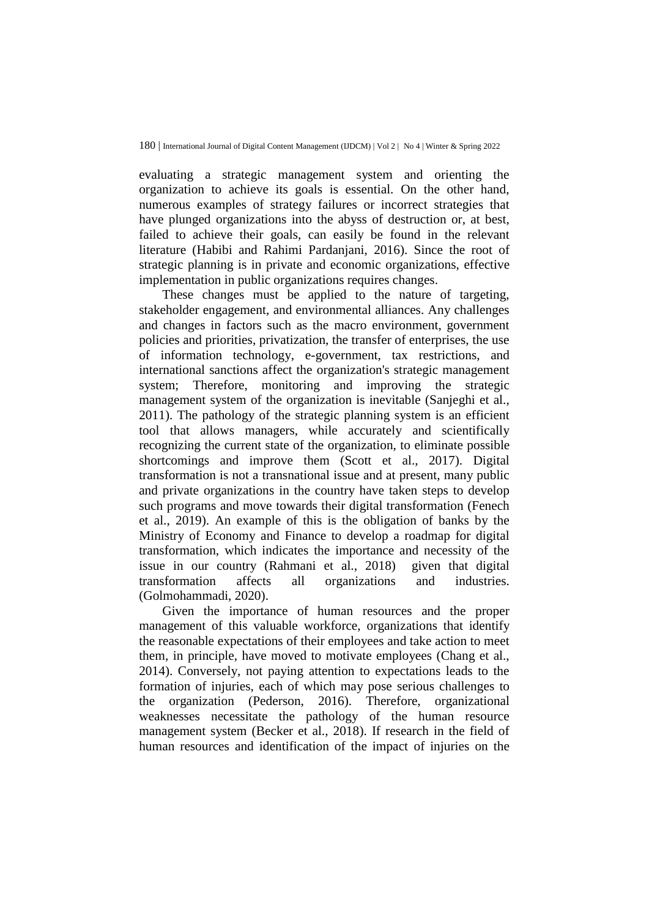evaluating a strategic management system and orienting the organization to achieve its goals is essential. On the other hand, numerous examples of strategy failures or incorrect strategies that have plunged organizations into the abyss of destruction or, at best, failed to achieve their goals, can easily be found in the relevant literature (Habibi and Rahimi Pardanjani, 2016). Since the root of strategic planning is in private and economic organizations, effective implementation in public organizations requires changes.

These changes must be applied to the nature of targeting, stakeholder engagement, and environmental alliances. Any challenges and changes in factors such as the macro environment, government policies and priorities, privatization, the transfer of enterprises, the use of information technology, e-government, tax restrictions, and international sanctions affect the organization's strategic management system; Therefore, monitoring and improving the strategic management system of the organization is inevitable (Sanjeghi et al., 2011). The pathology of the strategic planning system is an efficient tool that allows managers, while accurately and scientifically recognizing the current state of the organization, to eliminate possible shortcomings and improve them (Scott et al., 2017). Digital transformation is not a transnational issue and at present, many public and private organizations in the country have taken steps to develop such programs and move towards their digital transformation (Fenech et al., 2019). An example of this is the obligation of banks by the Ministry of Economy and Finance to develop a roadmap for digital transformation, which indicates the importance and necessity of the issue in our country (Rahmani et al., 2018) given that digital transformation affects all organizations and industries. (Golmohammadi, 2020).

Given the importance of human resources and the proper management of this valuable workforce, organizations that identify the reasonable expectations of their employees and take action to meet them, in principle, have moved to motivate employees (Chang et al., 2014). Conversely, not paying attention to expectations leads to the formation of injuries, each of which may pose serious challenges to the organization (Pederson, 2016). Therefore, organizational weaknesses necessitate the pathology of the human resource management system (Becker et al., 2018). If research in the field of human resources and identification of the impact of injuries on the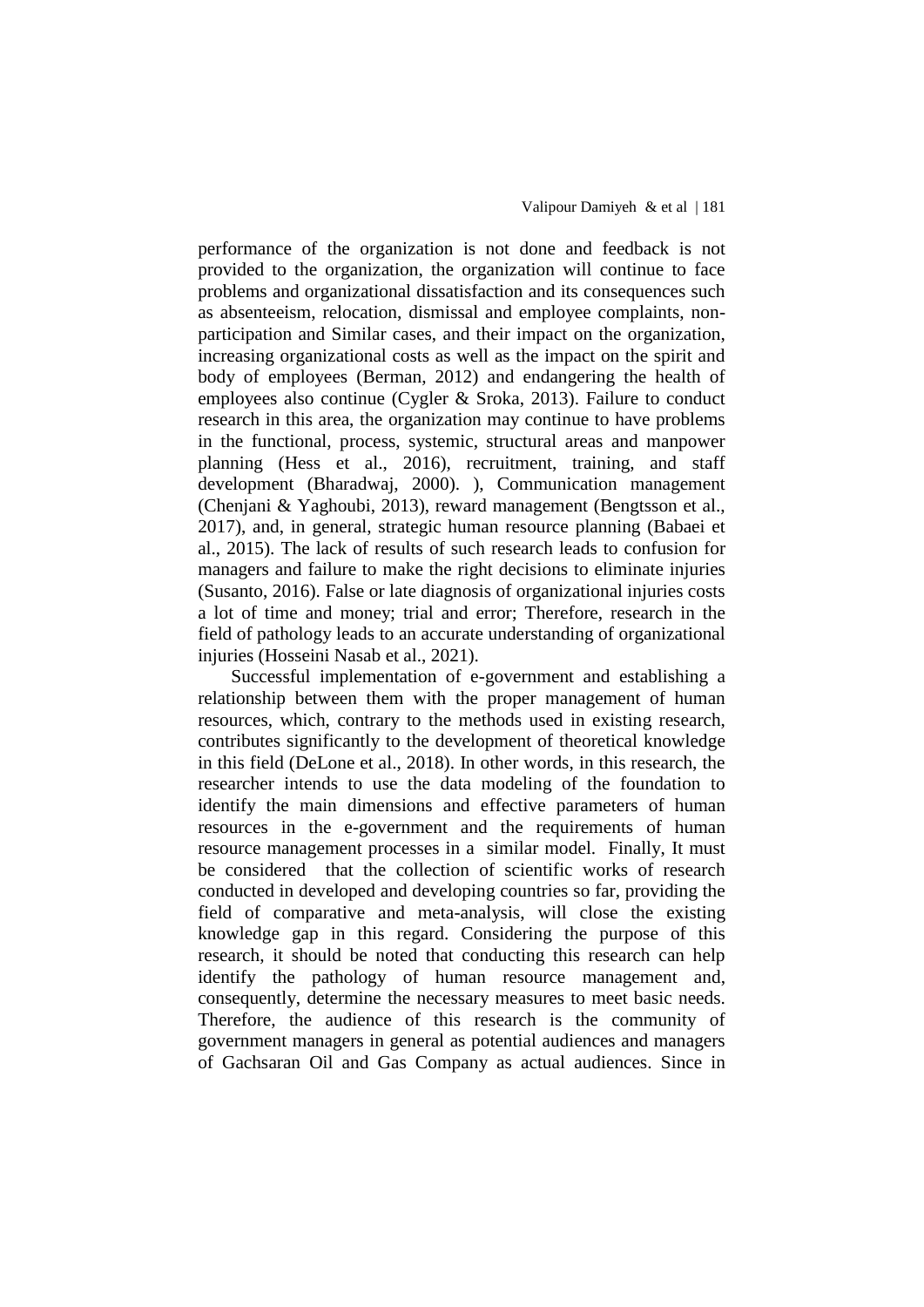performance of the organization is not done and feedback is not provided to the organization, the organization will continue to face problems and organizational dissatisfaction and its consequences such as absenteeism, relocation, dismissal and employee complaints, non-participation and Similar cases, and their impact on the organization, increasing organizational costs as well as the impact on the spirit and body of employees (Berman, 2012) and endangering the health of employees also continue (Cygler & Sroka, 2013). Failure to conduct research in this area, the organization may continue to have problems in the functional, process, systemic, structural areas and manpower planning (Hess et al., 2016), recruitment, training, and staff development (Bharadwaj, 2000). ), Communication management (Chenjani & Yaghoubi, 2013), reward management (Bengtsson et al., 2017), and, in general, strategic human resource planning (Babaei et al., 2015). The lack of results of such research leads to confusion for managers and failure to make the right decisions to eliminate injuries (Susanto, 2016). False or late diagnosis of organizational injuries costs a lot of time and money; trial and error; Therefore, research in the field of pathology leads to an accurate understanding of organizational injuries (Hosseini Nasab et al., 2021).

Successful implementation of e-government and establishing a relationship between them with the proper management of human resources, which, contrary to the methods used in existing research, contributes significantly to the development of theoretical knowledge in this field (DeLone et al., 2018). In other words, in this research, the researcher intends to use the data modeling of the foundation to identify the main dimensions and effective parameters of human resources in the e-government and the requirements of human resource management processes in a similar model. Finally, It must be considered that the collection of scientific works of research conducted in developed and developing countries so far, providing the field of comparative and meta-analysis, will close the existing knowledge gap in this regard. Considering the purpose of this research, it should be noted that conducting this research can help identify the pathology of human resource management and, consequently, determine the necessary measures to meet basic needs. Therefore, the audience of this research is the community of government managers in general as potential audiences and managers of Gachsaran Oil and Gas Company as actual audiences. Since in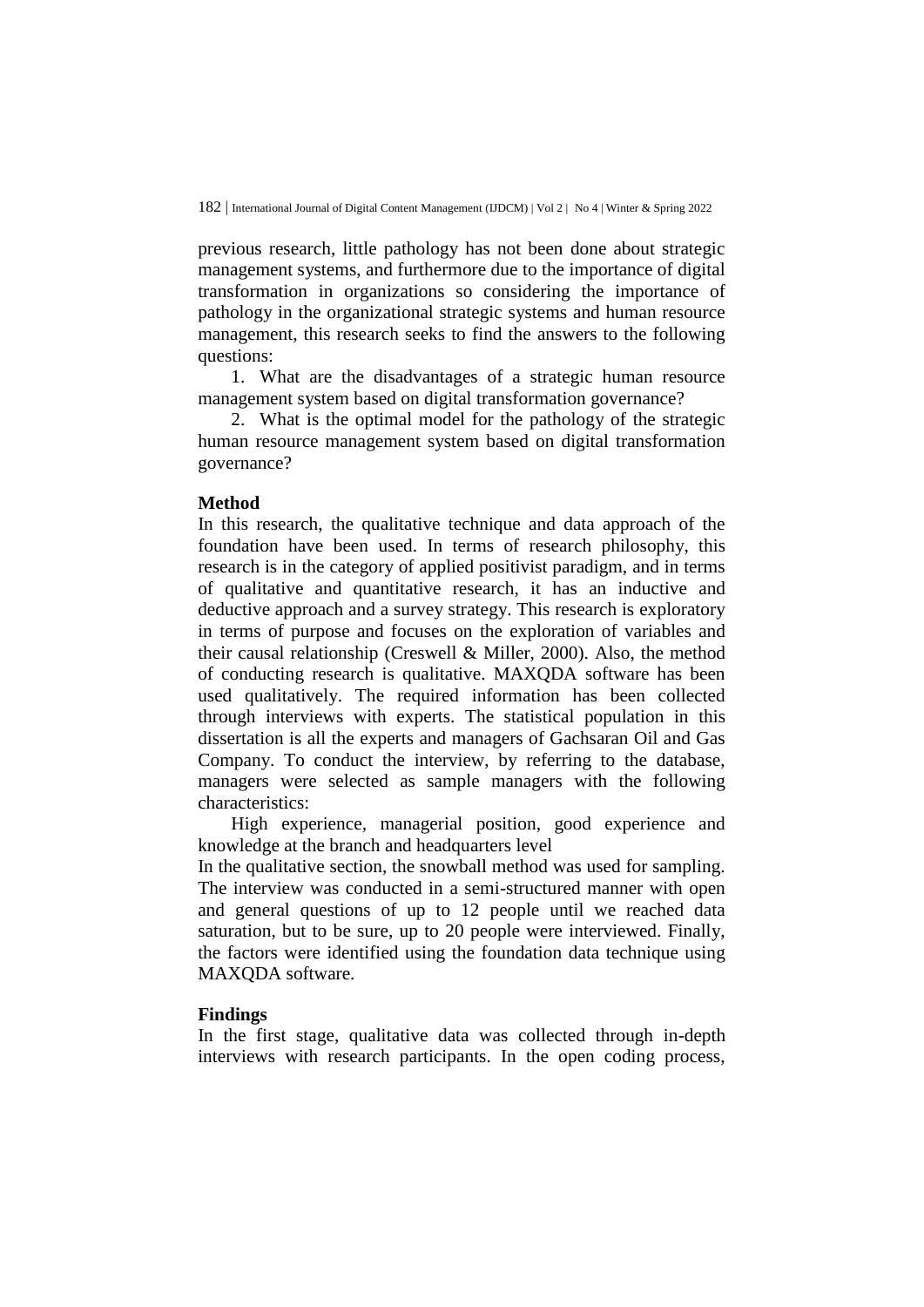previous research, little pathology has not been done about strategic management systems, and furthermore due to the importance of digital transformation in organizations so considering the importance of pathology in the organizational strategic systems and human resource management, this research seeks to find the answers to the following questions:

1. What are the disadvantages of a strategic human resource management system based on digital transformation governance?
2. What is the optimal model for the pathology of the strategic human resource management system based on digital transformation governance?

## Method

In this research, the qualitative technique and data approach of the foundation have been used. In terms of research philosophy, this research is in the category of applied positivist paradigm, and in terms of qualitative and quantitative research, it has an inductive and deductive approach and a survey strategy. This research is exploratory in terms of purpose and focuses on the exploration of variables and their causal relationship (Creswell & Miller, 2000). Also, the method of conducting research is qualitative. MAXQDA software has been used qualitatively. The required information has been collected through interviews with experts. The statistical population in this dissertation is all the experts and managers of Gachsaran Oil and Gas Company. To conduct the interview, by referring to the database, managers were selected as sample managers with the following characteristics:

High experience, managerial position, good experience and knowledge at the branch and headquarters level

In the qualitative section, the snowball method was used for sampling. The interview was conducted in a semi-structured manner with open and general questions of up to 12 people until we reached data saturation, but to be sure, up to 20 people were interviewed. Finally, the factors were identified using the foundation data technique using MAXQDA software.

## Findings

In the first stage, qualitative data was collected through in-depth interviews with research participants. In the open coding process,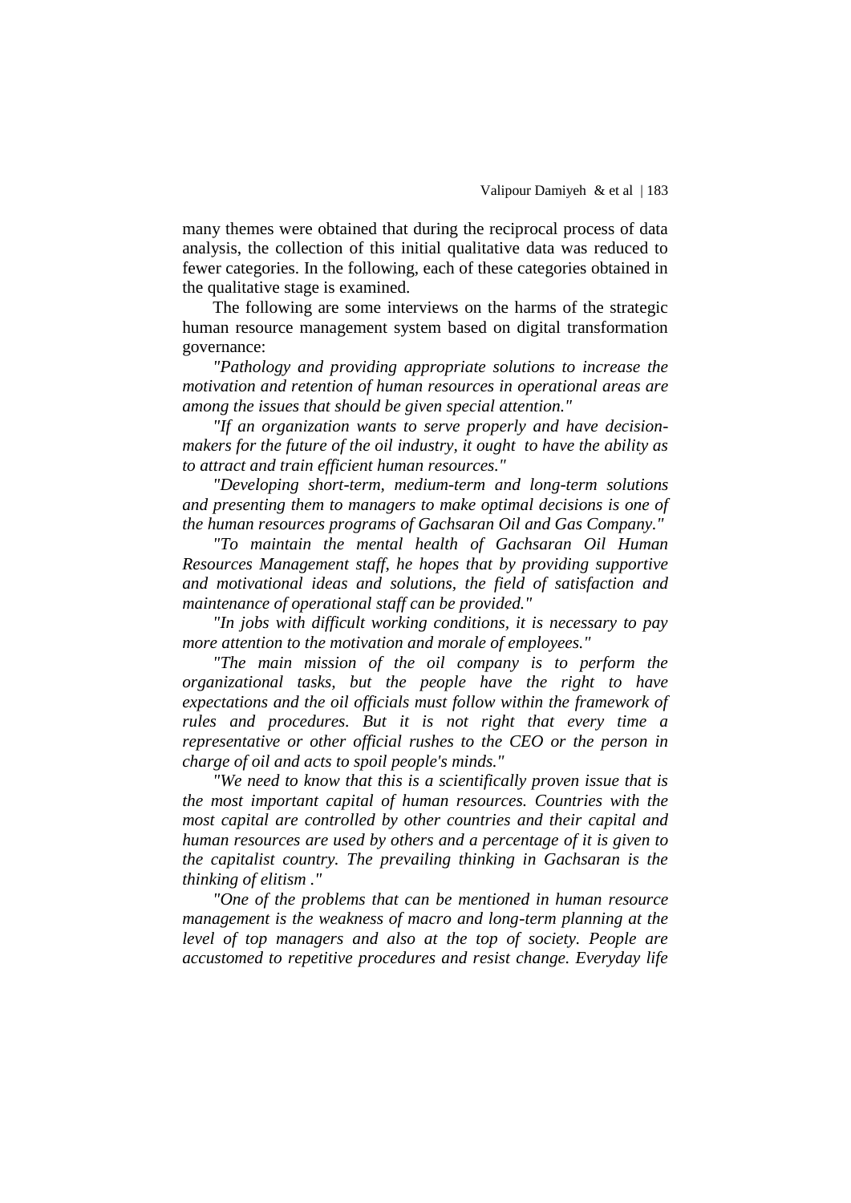many themes were obtained that during the reciprocal process of data analysis, the collection of this initial qualitative data was reduced to fewer categories. In the following, each of these categories obtained in the qualitative stage is examined.

The following are some interviews on the harms of the strategic human resource management system based on digital transformation governance:

*"Pathology and providing appropriate solutions to increase the motivation and retention of human resources in operational areas are among the issues that should be given special attention."*

*"If an organization wants to serve properly and have decision-makers for the future of the oil industry, it ought to have the ability as to attract and train efficient human resources."*

*"Developing short-term, medium-term and long-term solutions and presenting them to managers to make optimal decisions is one of the human resources programs of Gachsaran Oil and Gas Company."*

*"To maintain the mental health of Gachsaran Oil Human Resources Management staff, he hopes that by providing supportive and motivational ideas and solutions, the field of satisfaction and maintenance of operational staff can be provided."*

*"In jobs with difficult working conditions, it is necessary to pay more attention to the motivation and morale of employees."*

*"The main mission of the oil company is to perform the organizational tasks, but the people have the right to have expectations and the oil officials must follow within the framework of rules and procedures. But it is not right that every time a representative or other official rushes to the CEO or the person in charge of oil and acts to spoil people's minds."*

*"We need to know that this is a scientifically proven issue that is the most important capital of human resources. Countries with the most capital are controlled by other countries and their capital and human resources are used by others and a percentage of it is given to the capitalist country. The prevailing thinking in Gachsaran is the thinking of elitism ."*

*"One of the problems that can be mentioned in human resource management is the weakness of macro and long-term planning at the level of top managers and also at the top of society. People are accustomed to repetitive procedures and resist change. Everyday life*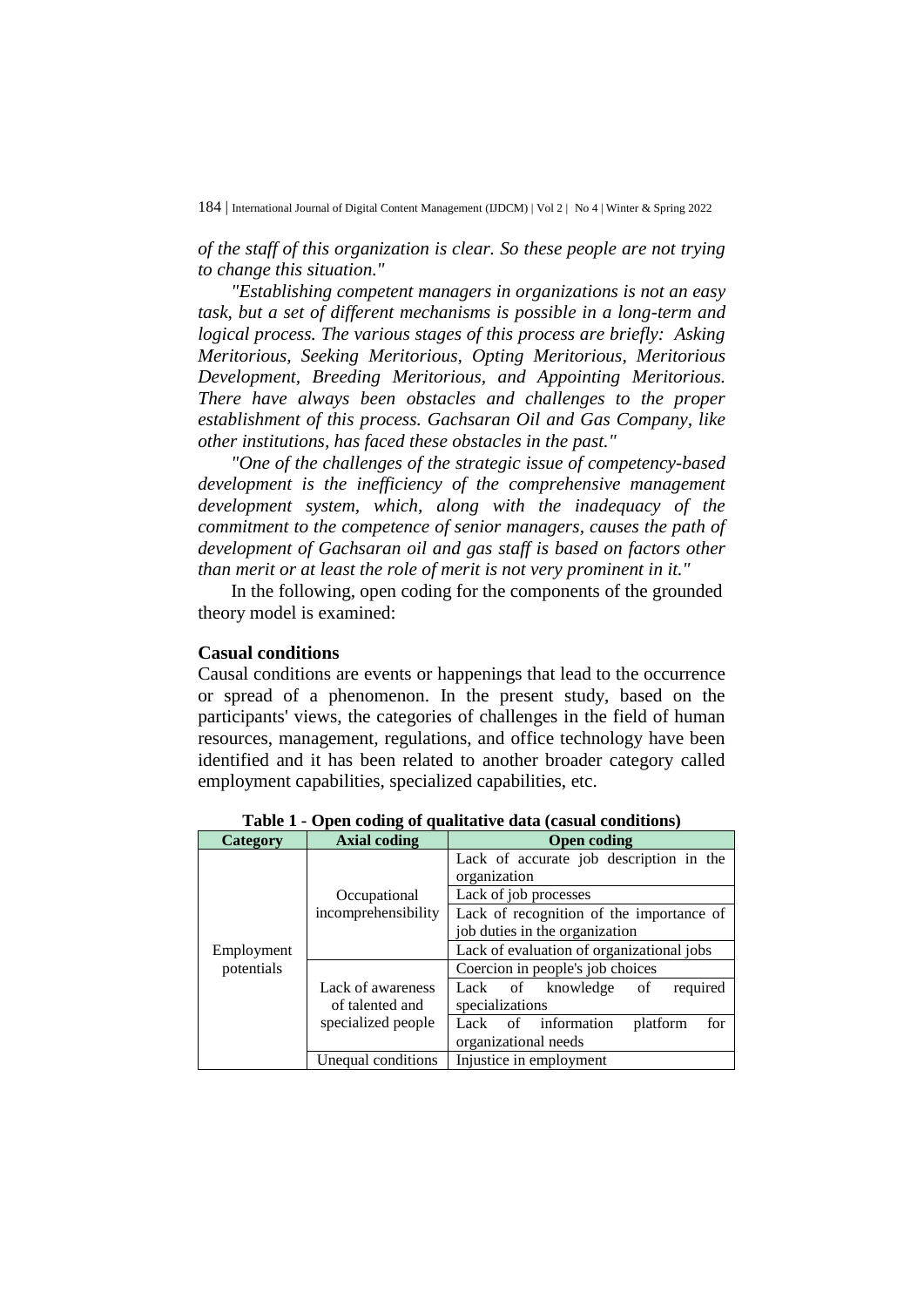*of the staff of this organization is clear. So these people are not trying to change this situation."*

*"Establishing competent managers in organizations is not an easy task, but a set of different mechanisms is possible in a long-term and logical process. The various stages of this process are briefly: Asking Meritorious, Seeking Meritorious, Opting Meritorious, Meritorious Development, Breeding Meritorious, and Appointing Meritorious. There have always been obstacles and challenges to the proper establishment of this process. Gachsaran Oil and Gas Company, like other institutions, has faced these obstacles in the past."*

*"One of the challenges of the strategic issue of competency-based development is the inefficiency of the comprehensive management development system, which, along with the inadequacy of the commitment to the competence of senior managers, causes the path of development of Gachsaran oil and gas staff is based on factors other than merit or at least the role of merit is not very prominent in it."*

In the following, open coding for the components of the grounded theory model is examined:

**Casual conditions**

Causal conditions are events or happenings that lead to the occurrence or spread of a phenomenon. In the present study, based on the participants' views, the categories of challenges in the field of human resources, management, regulations, and office technology have been identified and it has been related to another broader category called employment capabilities, specialized capabilities, etc.

**Table 1 - Open coding of qualitative data (casual conditions)**

| Category | Axial coding | Open coding |
|---|---|---|
| Employment potentials | Occupational incomprehensibility | Lack of accurate job description in the organization |
| | | Lack of job processes |
| | | Lack of recognition of the importance of job duties in the organization |
| | | Lack of evaluation of organizational jobs |
| | Lack of awareness of talented and specialized people | Coercion in people's job choices |
| | | Lack of knowledge of required specializations |
| | | Lack of information platform for organizational needs |
| | Unequal conditions | Injustice in employment |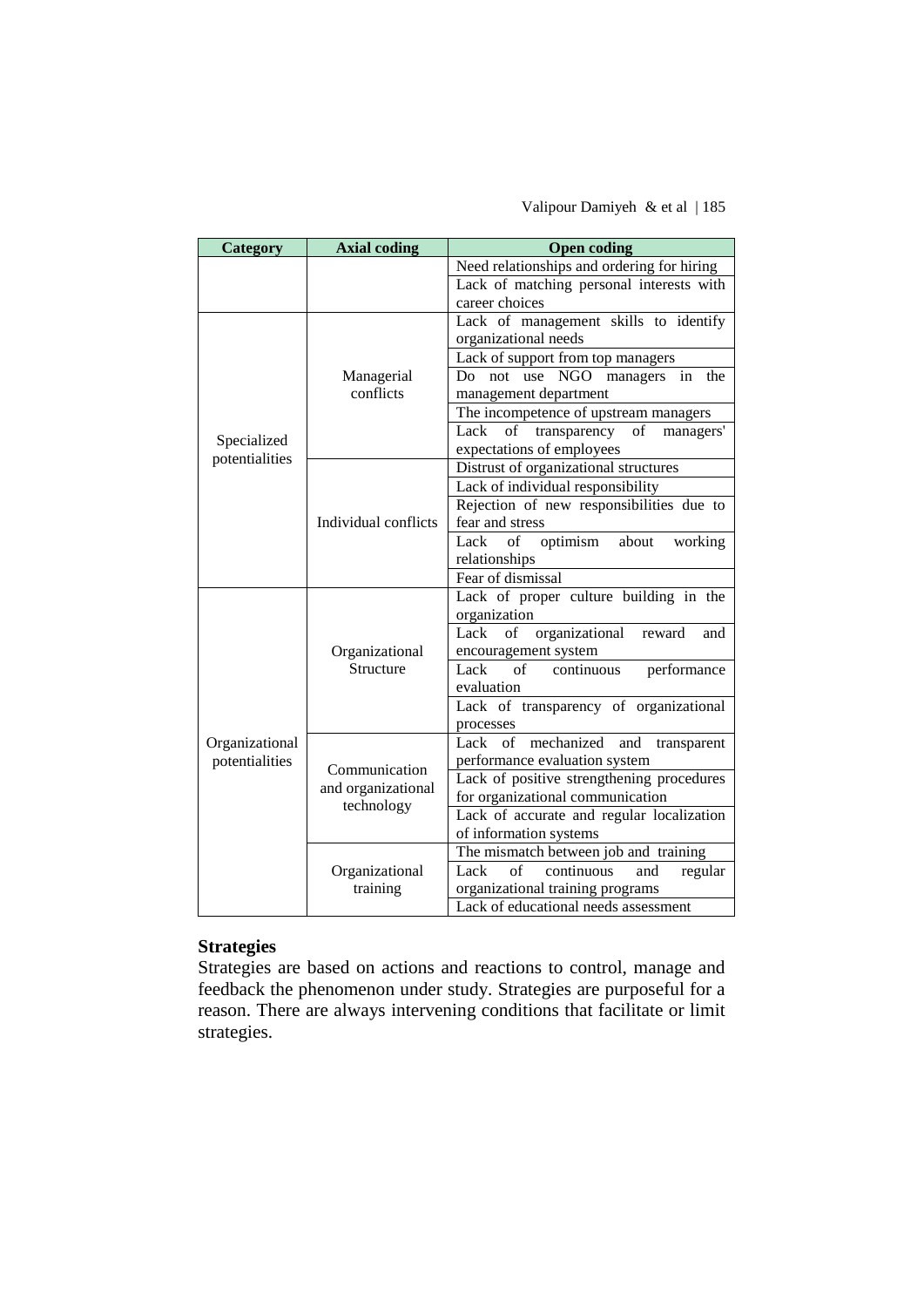| Category | Axial coding | Open coding |
|---|---|---|
| | | Need relationships and ordering for hiring |
| | | Lack of matching personal interests with career choices |
| Specialized potentialities | Managerial conflicts | Lack of management skills to identify organizational needs |
| | | Lack of support from top managers |
| | | Do not use NGO managers in the management department |
| | | The incompetence of upstream managers |
| | | Lack of transparency of managers' expectations of employees |
| | Individual conflicts | Distrust of organizational structures |
| | | Lack of individual responsibility |
| | | Rejection of new responsibilities due to fear and stress |
| | | Lack of optimism about working relationships |
| | | Fear of dismissal |
| Organizational potentialities | Organizational Structure | Lack of proper culture building in the organization |
| | | Lack of organizational reward and encouragement system |
| | | Lack of continuous performance evaluation |
| | | Lack of transparency of organizational processes |
| | Communication and organizational technology | Lack of mechanized and transparent performance evaluation system |
| | | Lack of positive strengthening procedures for organizational communication |
| | | Lack of accurate and regular localization of information systems |
| | Organizational training | The mismatch between job and training |
| | | Lack of continuous and regular organizational training programs |
| | | Lack of educational needs assessment |

**Strategies**

Strategies are based on actions and reactions to control, manage and feedback the phenomenon under study. Strategies are purposeful for a reason. There are always intervening conditions that facilitate or limit strategies.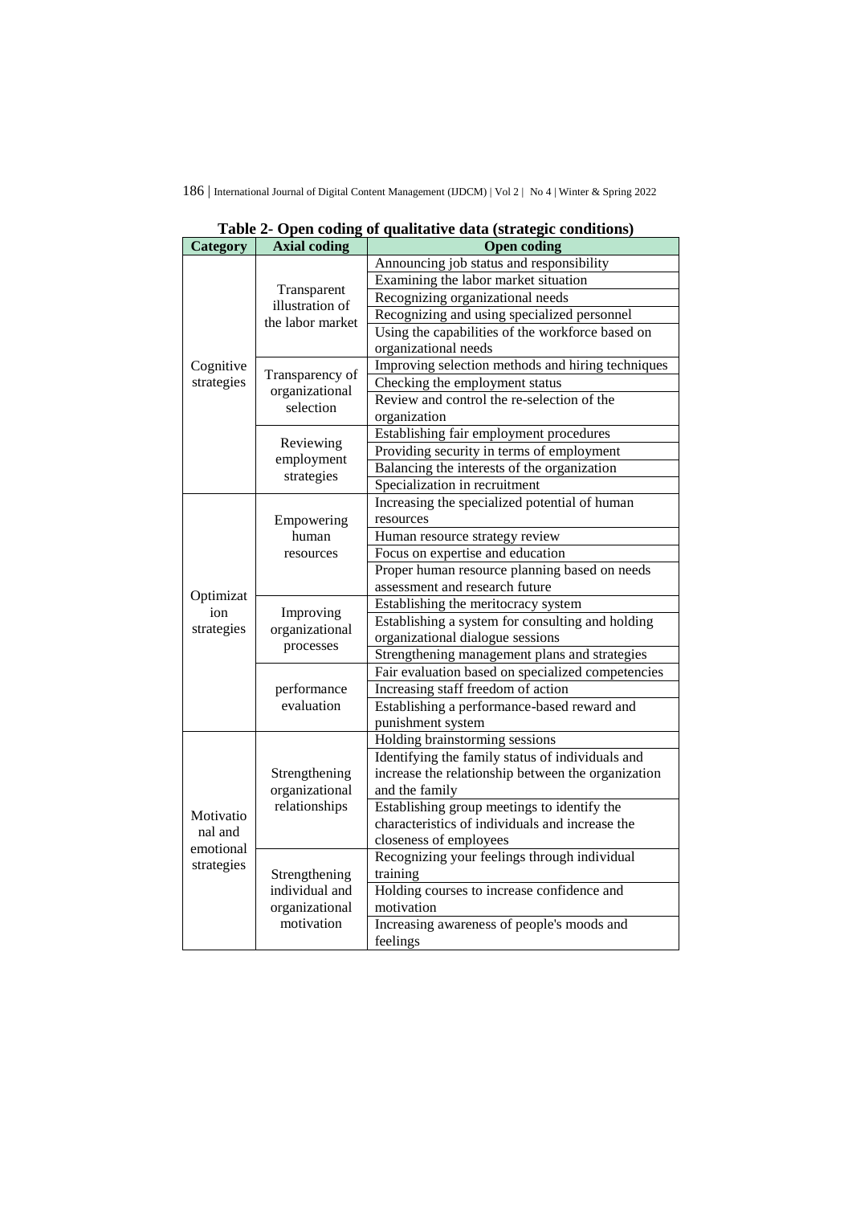**Table 2- Open coding of qualitative data (strategic conditions)**

| Category | Axial coding | Open coding |
|---|---|---|
| Cognitive strategies | Transparent illustration of the labor market | Announcing job status and responsibility |
| | | Examining the labor market situation |
| | | Recognizing organizational needs |
| | | Recognizing and using specialized personnel |
| | | Using the capabilities of the workforce based on organizational needs |
| | Transparency of organizational selection | Improving selection methods and hiring techniques |
| | | Checking the employment status |
| | | Review and control the re-selection of the organization |
| | Reviewing employment strategies | Establishing fair employment procedures |
| | | Providing security in terms of employment |
| | | Balancing the interests of the organization |
| | | Specialization in recruitment |
| Optimization strategies | Empowering human resources | Increasing the specialized potential of human resources |
| | | Human resource strategy review |
| | | Focus on expertise and education |
| | | Proper human resource planning based on needs assessment and research future |
| | Improving organizational processes | Establishing the meritocracy system |
| | | Establishing a system for consulting and holding organizational dialogue sessions |
| | | Strengthening management plans and strategies |
| | performance evaluation | Fair evaluation based on specialized competencies |
| | | Increasing staff freedom of action |
| | | Establishing a performance-based reward and punishment system |
| Motivational and emotional strategies | Strengthening organizational relationships | Holding brainstorming sessions |
| | | Identifying the family status of individuals and increase the relationship between the organization and the family |
| | | Establishing group meetings to identify the characteristics of individuals and increase the closeness of employees |
| | Strengthening individual and organizational motivation | Recognizing your feelings through individual training |
| | | Holding courses to increase confidence and motivation |
| | | Increasing awareness of people's moods and feelings |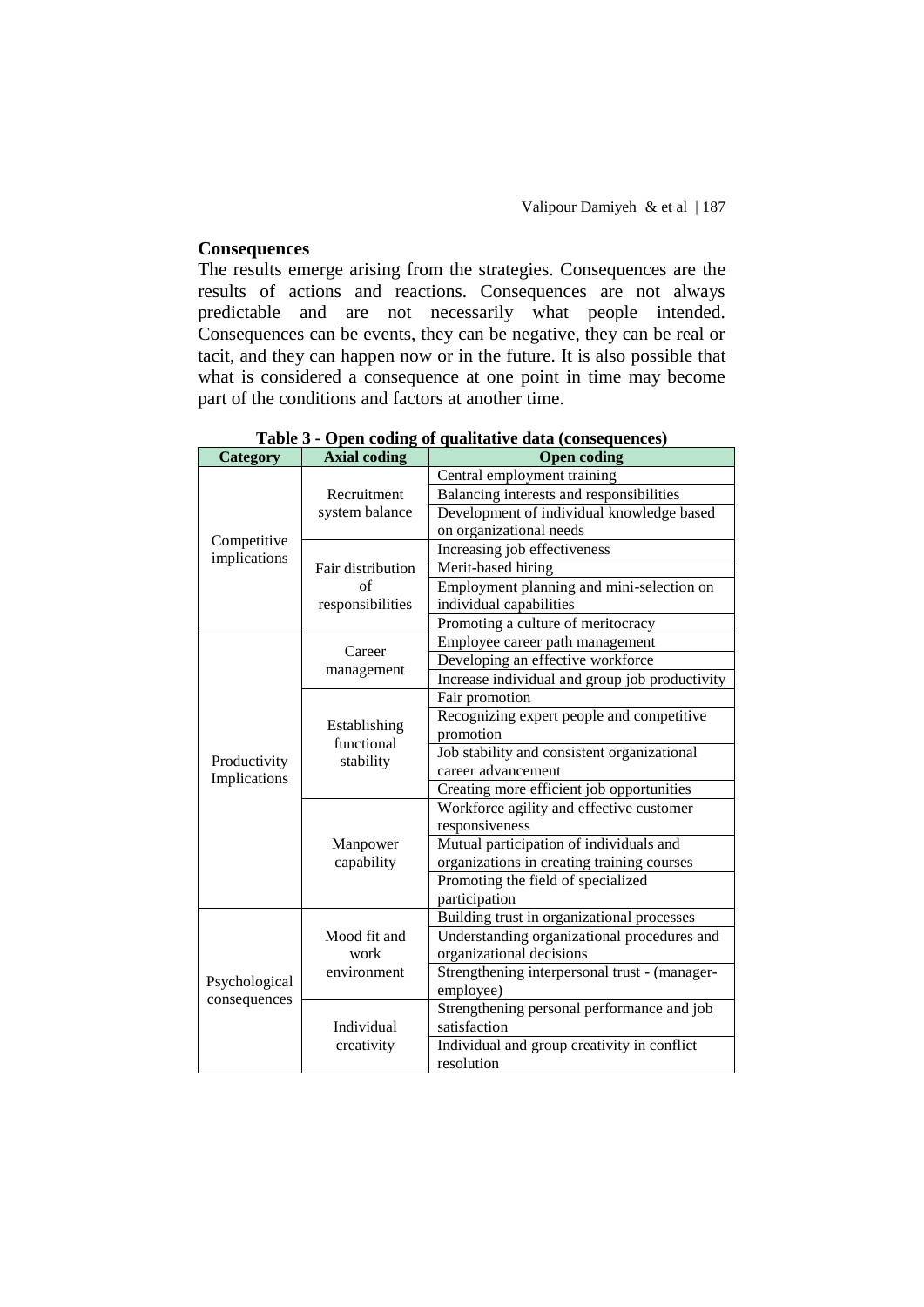## Consequences

The results emerge arising from the strategies. Consequences are the results of actions and reactions. Consequences are not always predictable and are not necessarily what people intended. Consequences can be events, they can be negative, they can be real or tacit, and they can happen now or in the future. It is also possible that what is considered a consequence at one point in time may become part of the conditions and factors at another time.

**Table 3 - Open coding of qualitative data (consequences)**

| Category | Axial coding | Open coding |
|---|---|---|
| Competitive implications | Recruitment system balance | Central employment training |
| | | Balancing interests and responsibilities |
| | | Development of individual knowledge based on organizational needs |
| | Fair distribution of responsibilities | Increasing job effectiveness |
| | | Merit-based hiring |
| | | Employment planning and mini-selection on individual capabilities |
| | | Promoting a culture of meritocracy |
| Productivity Implications | Career management | Employee career path management |
| | | Developing an effective workforce |
| | | Increase individual and group job productivity |
| | Establishing functional stability | Fair promotion |
| | | Recognizing expert people and competitive promotion |
| | | Job stability and consistent organizational career advancement |
| | | Creating more efficient job opportunities |
| | Manpower capability | Workforce agility and effective customer responsiveness |
| | | Mutual participation of individuals and organizations in creating training courses |
| | | Promoting the field of specialized participation |
| Psychological consequences | Mood fit and work environment | Building trust in organizational processes |
| | | Understanding organizational procedures and organizational decisions |
| | | Strengthening interpersonal trust - (manager-employee) |
| | Individual creativity | Strengthening personal performance and job satisfaction |
| | | Individual and group creativity in conflict resolution |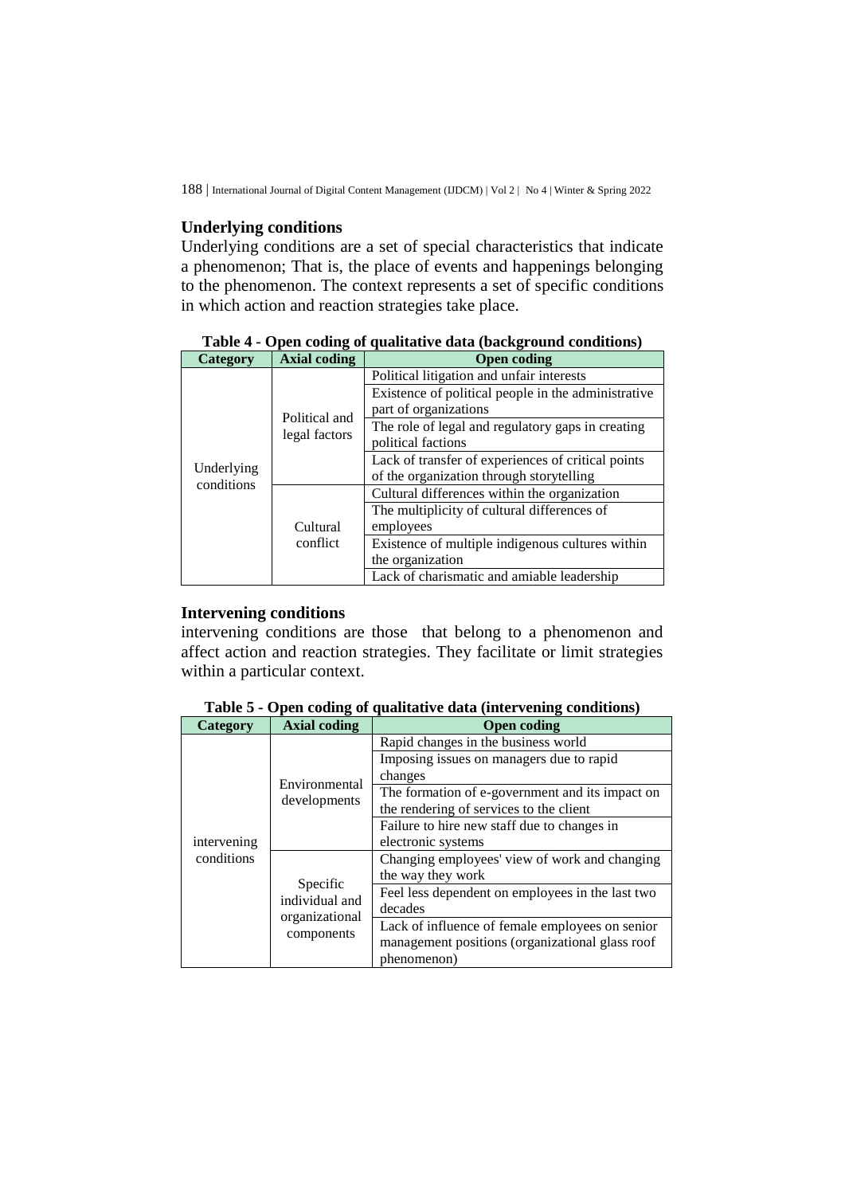### Underlying conditions

Underlying conditions are a set of special characteristics that indicate a phenomenon; That is, the place of events and happenings belonging to the phenomenon. The context represents a set of specific conditions in which action and reaction strategies take place.

**Table 4 - Open coding of qualitative data (background conditions)**

| Category | Axial coding | Open coding |
|---|---|---|
| Underlying conditions | Political and legal factors | Political litigation and unfair interests |
| | | Existence of political people in the administrative part of organizations |
| | | The role of legal and regulatory gaps in creating political factions |
| | | Lack of transfer of experiences of critical points of the organization through storytelling |
| | Cultural conflict | Cultural differences within the organization |
| | | The multiplicity of cultural differences of employees |
| | | Existence of multiple indigenous cultures within the organization |
| | | Lack of charismatic and amiable leadership |

### Intervening conditions

intervening conditions are those that belong to a phenomenon and affect action and reaction strategies. They facilitate or limit strategies within a particular context.

**Table 5 - Open coding of qualitative data (intervening conditions)**

| Category | Axial coding | Open coding |
|---|---|---|
| intervening conditions | Environmental developments | Rapid changes in the business world |
| | | Imposing issues on managers due to rapid changes |
| | | The formation of e-government and its impact on the rendering of services to the client |
| | | Failure to hire new staff due to changes in electronic systems |
| | Specific individual and organizational components | Changing employees' view of work and changing the way they work |
| | | Feel less dependent on employees in the last two decades |
| | | Lack of influence of female employees on senior management positions (organizational glass roof phenomenon) |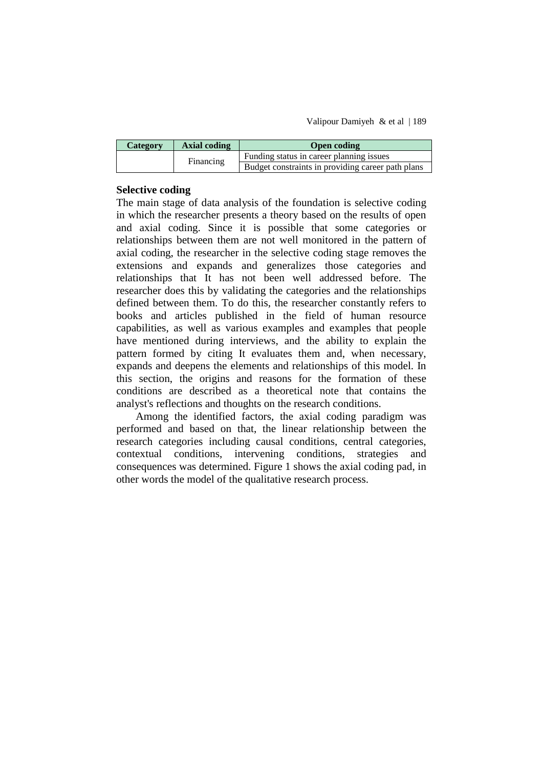| Category | Axial coding | Open coding |
| --- | --- | --- |
| | Financing | Funding status in career planning issues |
| | | Budget constraints in providing career path plans |

**Selective coding**

The main stage of data analysis of the foundation is selective coding in which the researcher presents a theory based on the results of open and axial coding. Since it is possible that some categories or relationships between them are not well monitored in the pattern of axial coding, the researcher in the selective coding stage removes the extensions and expands and generalizes those categories and relationships that It has not been well addressed before. The researcher does this by validating the categories and the relationships defined between them. To do this, the researcher constantly refers to books and articles published in the field of human resource capabilities, as well as various examples and examples that people have mentioned during interviews, and the ability to explain the pattern formed by citing It evaluates them and, when necessary, expands and deepens the elements and relationships of this model. In this section, the origins and reasons for the formation of these conditions are described as a theoretical note that contains the analyst's reflections and thoughts on the research conditions.

Among the identified factors, the axial coding paradigm was performed and based on that, the linear relationship between the research categories including causal conditions, central categories, contextual conditions, intervening conditions, strategies and consequences was determined. Figure 1 shows the axial coding pad, in other words the model of the qualitative research process.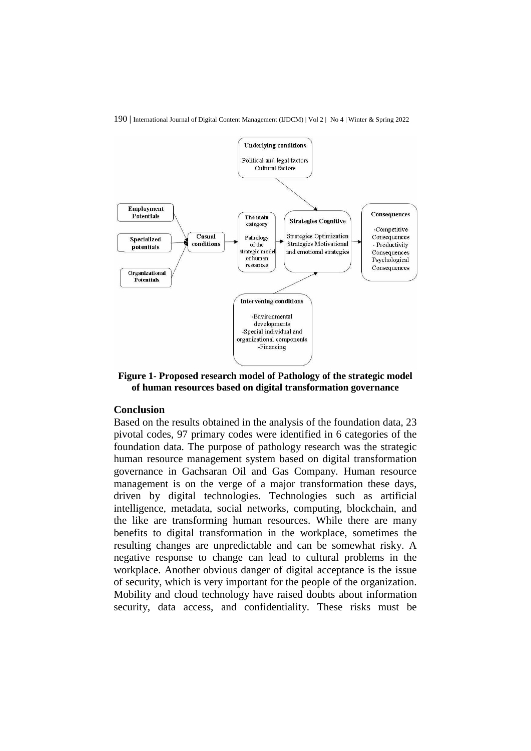**Figure 1- Proposed research model of Pathology of the strategic model of human resources based on digital transformation governance**

## Conclusion

Based on the results obtained in the analysis of the foundation data, 23 pivotal codes, 97 primary codes were identified in 6 categories of the foundation data. The purpose of pathology research was the strategic human resource management system based on digital transformation governance in Gachsaran Oil and Gas Company. Human resource management is on the verge of a major transformation these days, driven by digital technologies. Technologies such as artificial intelligence, metadata, social networks, computing, blockchain, and the like are transforming human resources. While there are many benefits to digital transformation in the workplace, sometimes the resulting changes are unpredictable and can be somewhat risky. A negative response to change can lead to cultural problems in the workplace. Another obvious danger of digital acceptance is the issue of security, which is very important for the people of the organization. Mobility and cloud technology have raised doubts about information security, data access, and confidentiality. These risks must be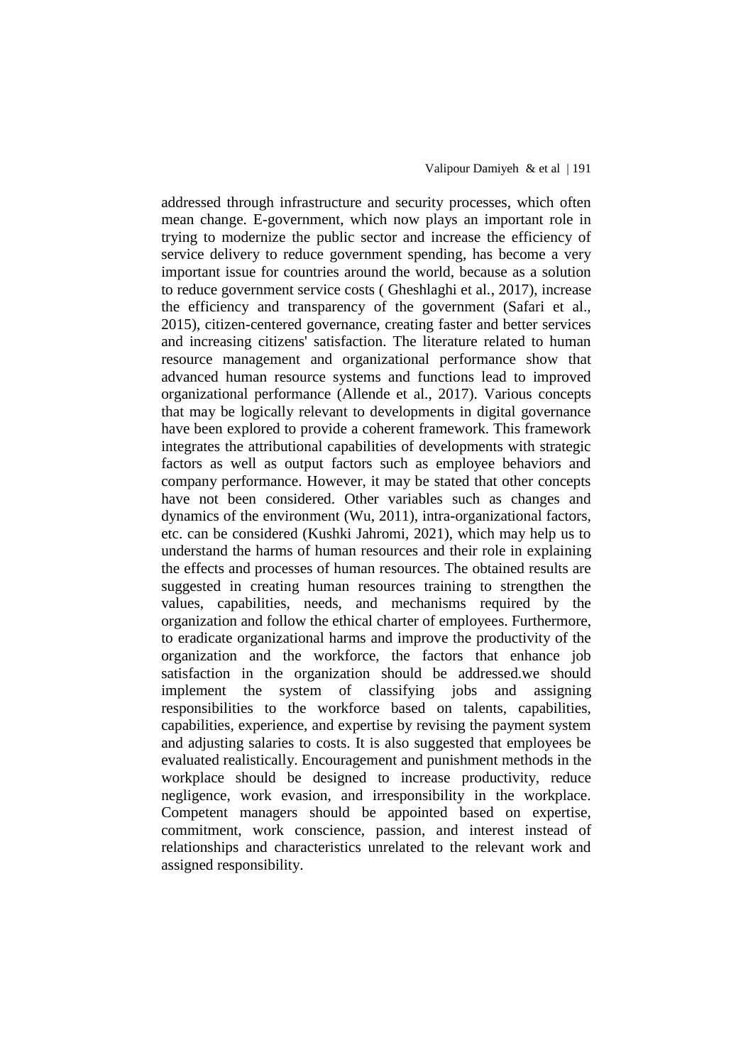addressed through infrastructure and security processes, which often mean change. E-government, which now plays an important role in trying to modernize the public sector and increase the efficiency of service delivery to reduce government spending, has become a very important issue for countries around the world, because as a solution to reduce government service costs ( Gheshlaghi et al., 2017), increase the efficiency and transparency of the government (Safari et al., 2015), citizen-centered governance, creating faster and better services and increasing citizens' satisfaction. The literature related to human resource management and organizational performance show that advanced human resource systems and functions lead to improved organizational performance (Allende et al., 2017). Various concepts that may be logically relevant to developments in digital governance have been explored to provide a coherent framework. This framework integrates the attributional capabilities of developments with strategic factors as well as output factors such as employee behaviors and company performance. However, it may be stated that other concepts have not been considered. Other variables such as changes and dynamics of the environment (Wu, 2011), intra-organizational factors, etc. can be considered (Kushki Jahromi, 2021), which may help us to understand the harms of human resources and their role in explaining the effects and processes of human resources. The obtained results are suggested in creating human resources training to strengthen the values, capabilities, needs, and mechanisms required by the organization and follow the ethical charter of employees. Furthermore, to eradicate organizational harms and improve the productivity of the organization and the workforce, the factors that enhance job satisfaction in the organization should be addressed.we should implement the system of classifying jobs and assigning responsibilities to the workforce based on talents, capabilities, capabilities, experience, and expertise by revising the payment system and adjusting salaries to costs. It is also suggested that employees be evaluated realistically. Encouragement and punishment methods in the workplace should be designed to increase productivity, reduce negligence, work evasion, and irresponsibility in the workplace. Competent managers should be appointed based on expertise, commitment, work conscience, passion, and interest instead of relationships and characteristics unrelated to the relevant work and assigned responsibility.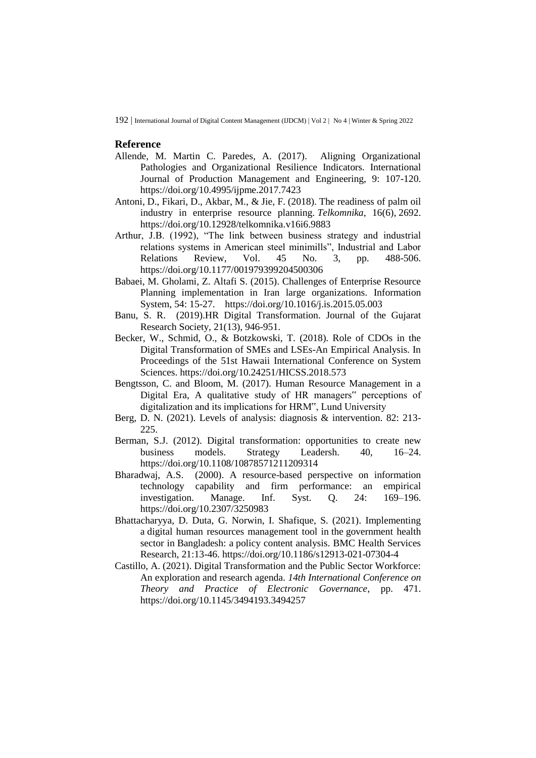## Reference

Allende, M. Martin C. Paredes, A. (2017). Aligning Organizational Pathologies and Organizational Resilience Indicators. International Journal of Production Management and Engineering, 9: 107-120. https://doi.org/10.4995/ijpme.2017.7423

Antoni, D., Fikari, D., Akbar, M., & Jie, F. (2018). The readiness of palm oil industry in enterprise resource planning. *Telkomnika*, 16(6), 2692. https://doi.org/10.12928/telkomnika.v16i6.9883

Arthur, J.B. (1992), "The link between business strategy and industrial relations systems in American steel minimills", Industrial and Labor Relations Review, Vol. 45 No. 3, pp. 488-506. https://doi.org/10.1177/001979399204500306

Babaei, M. Gholami, Z. Altafi S. (2015). Challenges of Enterprise Resource Planning implementation in Iran large organizations. Information System, 54: 15-27. https://doi.org/10.1016/j.is.2015.05.003

Banu, S. R. (2019).HR Digital Transformation. Journal of the Gujarat Research Society, 21(13), 946-951.

Becker, W., Schmid, O., & Botzkowski, T. (2018). Role of CDOs in the Digital Transformation of SMEs and LSEs-An Empirical Analysis. In Proceedings of the 51st Hawaii International Conference on System Sciences. https://doi.org/10.24251/HICSS.2018.573

Bengtsson, C. and Bloom, M. (2017). Human Resource Management in a Digital Era, A qualitative study of HR managers" perceptions of digitalization and its implications for HRM", Lund University

Berg, D. N. (2021). Levels of analysis: diagnosis & intervention. 82: 213-225.

Berman, S.J. (2012). Digital transformation: opportunities to create new business models. Strategy Leadersh. 40, 16–24. https://doi.org/10.1108/10878571211209314

Bharadwaj, A.S. (2000). A resource-based perspective on information technology capability and firm performance: an empirical investigation. Manage. Inf. Syst. Q. 24: 169–196. https://doi.org/10.2307/3250983

Bhattacharyya, D. Duta, G. Norwin, I. Shafique, S. (2021). Implementing a digital human resources management tool in the government health sector in Bangladesh: a policy content analysis. BMC Health Services Research, 21:13-46. https://doi.org/10.1186/s12913-021-07304-4

Castillo, A. (2021). Digital Transformation and the Public Sector Workforce: An exploration and research agenda. *14th International Conference on Theory and Practice of Electronic Governance*, pp. 471. https://doi.org/10.1145/3494193.3494257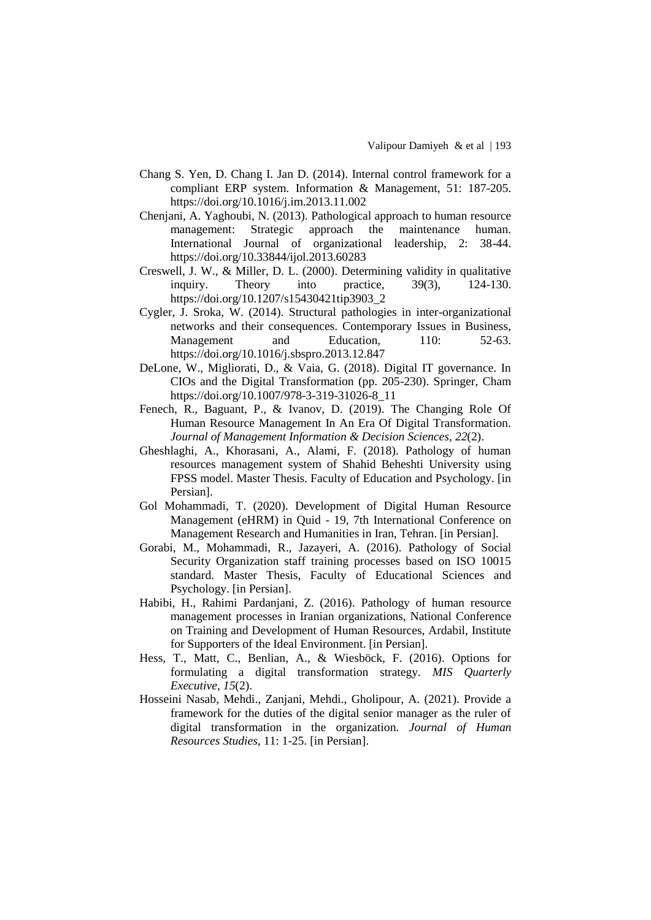Chang S. Yen, D. Chang I. Jan D. (2014). Internal control framework for a compliant ERP system. Information & Management, 51: 187-205. https://doi.org/10.1016/j.im.2013.11.002

Chenjani, A. Yaghoubi, N. (2013). Pathological approach to human resource management: Strategic approach the maintenance human. International Journal of organizational leadership, 2: 38-44. https://doi.org/10.33844/ijol.2013.60283

Creswell, J. W., & Miller, D. L. (2000). Determining validity in qualitative inquiry. Theory into practice, 39(3), 124-130. https://doi.org/10.1207/s15430421tip3903_2

Cygler, J. Sroka, W. (2014). Structural pathologies in inter-organizational networks and their consequences. Contemporary Issues in Business, Management and Education, 110: 52-63. https://doi.org/10.1016/j.sbspro.2013.12.847

DeLone, W., Migliorati, D., & Vaia, G. (2018). Digital IT governance. In CIOs and the Digital Transformation (pp. 205-230). Springer, Cham https://doi.org/10.1007/978-3-319-31026-8_11

Fenech, R., Baguant, P., & Ivanov, D. (2019). The Changing Role Of Human Resource Management In An Era Of Digital Transformation. *Journal of Management Information & Decision Sciences*, *22*(2).

Gheshlaghi, A., Khorasani, A., Alami, F. (2018). Pathology of human resources management system of Shahid Beheshti University using FPSS model. Master Thesis. Faculty of Education and Psychology. [in Persian].

Gol Mohammadi, T. (2020). Development of Digital Human Resource Management (eHRM) in Quid - 19, 7th International Conference on Management Research and Humanities in Iran, Tehran. [in Persian].

Gorabi, M., Mohammadi, R., Jazayeri, A. (2016). Pathology of Social Security Organization staff training processes based on ISO 10015 standard. Master Thesis, Faculty of Educational Sciences and Psychology. [in Persian].

Habibi, H., Rahimi Pardanjani, Z. (2016). Pathology of human resource management processes in Iranian organizations, National Conference on Training and Development of Human Resources, Ardabil, Institute for Supporters of the Ideal Environment. [in Persian].

Hess, T., Matt, C., Benlian, A., & Wiesböck, F. (2016). Options for formulating a digital transformation strategy. *MIS Quarterly Executive*, *15*(2).

Hosseini Nasab, Mehdi., Zanjani, Mehdi., Gholipour, A. (2021). Provide a framework for the duties of the digital senior manager as the ruler of digital transformation in the organization. *Journal of Human Resources Studies*, 11: 1-25. [in Persian].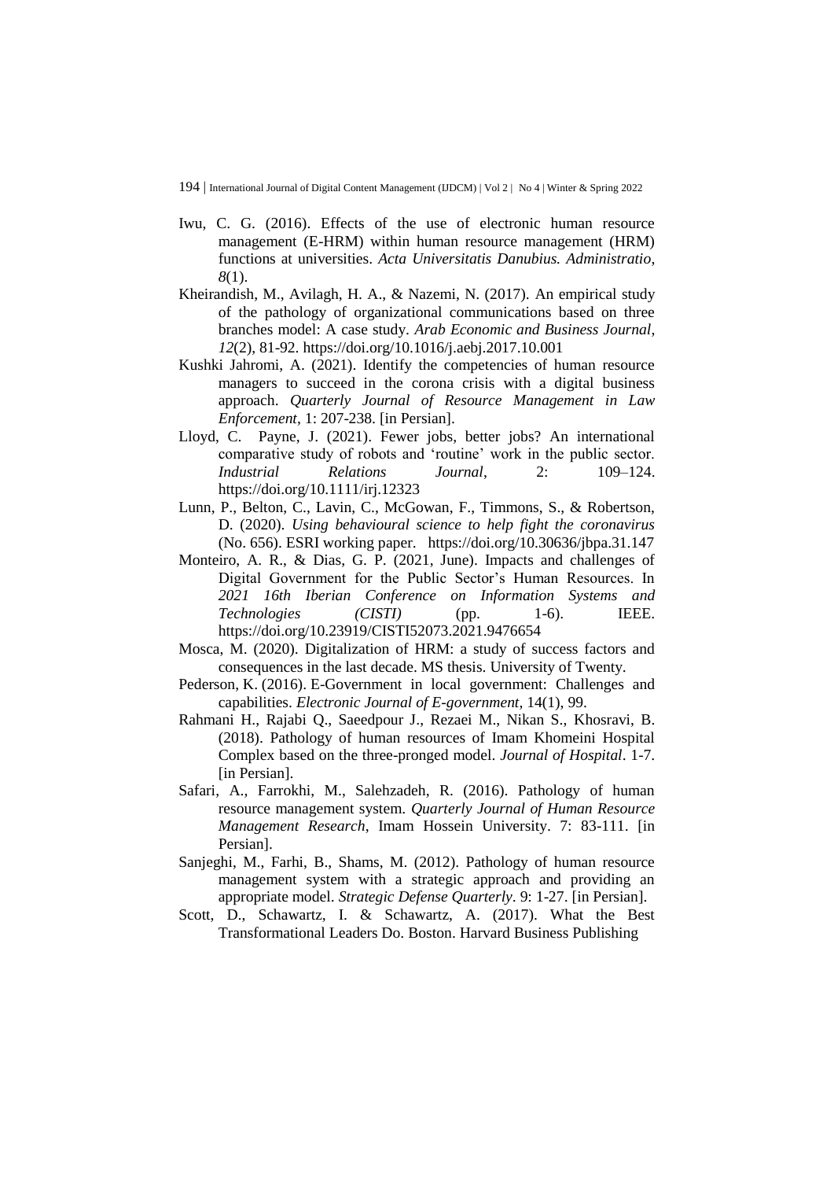Iwu, C. G. (2016). Effects of the use of electronic human resource management (E-HRM) within human resource management (HRM) functions at universities. *Acta Universitatis Danubius. Administratio*, *8*(1).

Kheirandish, M., Avilagh, H. A., & Nazemi, N. (2017). An empirical study of the pathology of organizational communications based on three branches model: A case study. *Arab Economic and Business Journal*, *12*(2), 81-92. https://doi.org/10.1016/j.aebj.2017.10.001

Kushki Jahromi, A. (2021). Identify the competencies of human resource managers to succeed in the corona crisis with a digital business approach. *Quarterly Journal of Resource Management in Law Enforcement*, 1: 207-238. [in Persian].

Lloyd, C. Payne, J. (2021). Fewer jobs, better jobs? An international comparative study of robots and 'routine' work in the public sector. *Industrial Relations Journal*, 2: 109–124. https://doi.org/10.1111/irj.12323

Lunn, P., Belton, C., Lavin, C., McGowan, F., Timmons, S., & Robertson, D. (2020). *Using behavioural science to help fight the coronavirus* (No. 656). ESRI working paper. https://doi.org/10.30636/jbpa.31.147

Monteiro, A. R., & Dias, G. P. (2021, June). Impacts and challenges of Digital Government for the Public Sector's Human Resources. In *2021 16th Iberian Conference on Information Systems and Technologies (CISTI)* (pp. 1-6). IEEE. https://doi.org/10.23919/CISTI52073.2021.9476654

Mosca, M. (2020). Digitalization of HRM: a study of success factors and consequences in the last decade. MS thesis. University of Twenty.

Pederson, K. (2016). E-Government in local government: Challenges and capabilities. *Electronic Journal of E-government*, 14(1), 99.

Rahmani H., Rajabi Q., Saeedpour J., Rezaei M., Nikan S., Khosravi, B. (2018). Pathology of human resources of Imam Khomeini Hospital Complex based on the three-pronged model. *Journal of Hospital*. 1-7. [in Persian].

Safari, A., Farrokhi, M., Salehzadeh, R. (2016). Pathology of human resource management system. *Quarterly Journal of Human Resource Management Research*, Imam Hossein University. 7: 83-111. [in Persian].

Sanjeghi, M., Farhi, B., Shams, M. (2012). Pathology of human resource management system with a strategic approach and providing an appropriate model. *Strategic Defense Quarterly*. 9: 1-27. [in Persian].

Scott, D., Schawartz, I. & Schawartz, A. (2017). What the Best Transformational Leaders Do. Boston. Harvard Business Publishing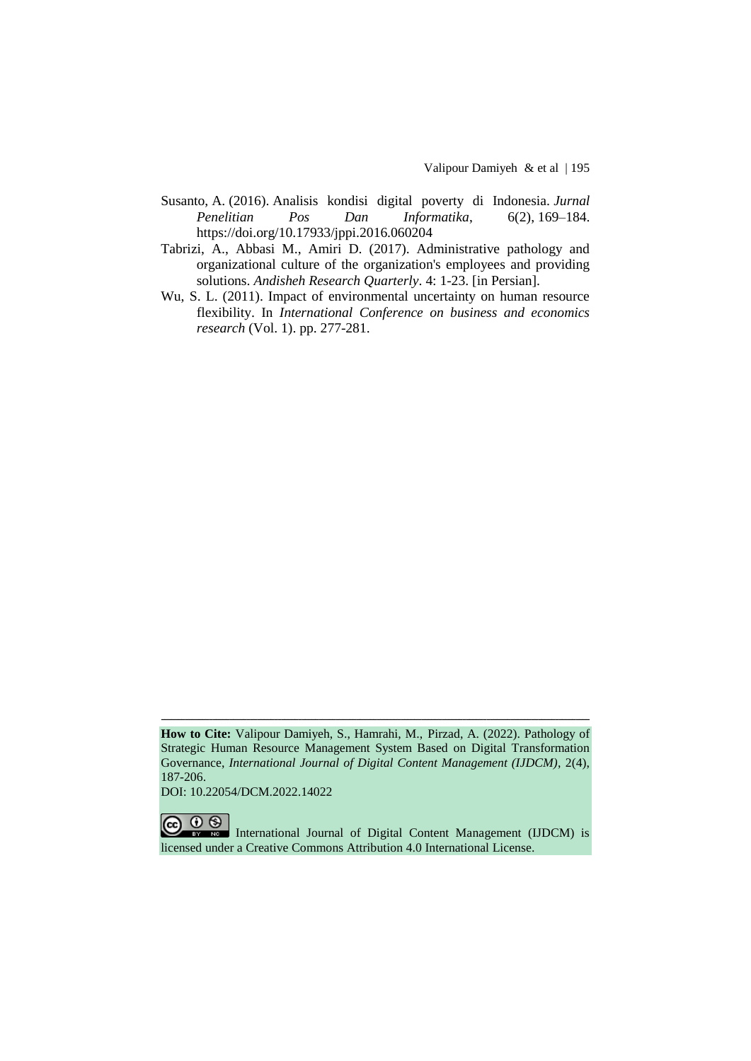Susanto, A. (2016). Analisis kondisi digital poverty di Indonesia. *Jurnal Penelitian Pos Dan Informatika*, 6(2), 169–184. https://doi.org/10.17933/jppi.2016.060204

Tabrizi, A., Abbasi M., Amiri D. (2017). Administrative pathology and organizational culture of the organization's employees and providing solutions. *Andisheh Research Quarterly*. 4: 1-23. [in Persian].

Wu, S. L. (2011). Impact of environmental uncertainty on human resource flexibility. In *International Conference on business and economics research* (Vol. 1). pp. 277-281.

---

**How to Cite:** Valipour Damiyeh, S., Hamrahi, M., Pirzad, A. (2022). Pathology of Strategic Human Resource Management System Based on Digital Transformation Governance, *International Journal of Digital Content Management (IJDCM)*, 2(4), 187-206.
DOI: 10.22054/DCM.2022.14022

International Journal of Digital Content Management (IJDCM) is licensed under a Creative Commons Attribution 4.0 International License.